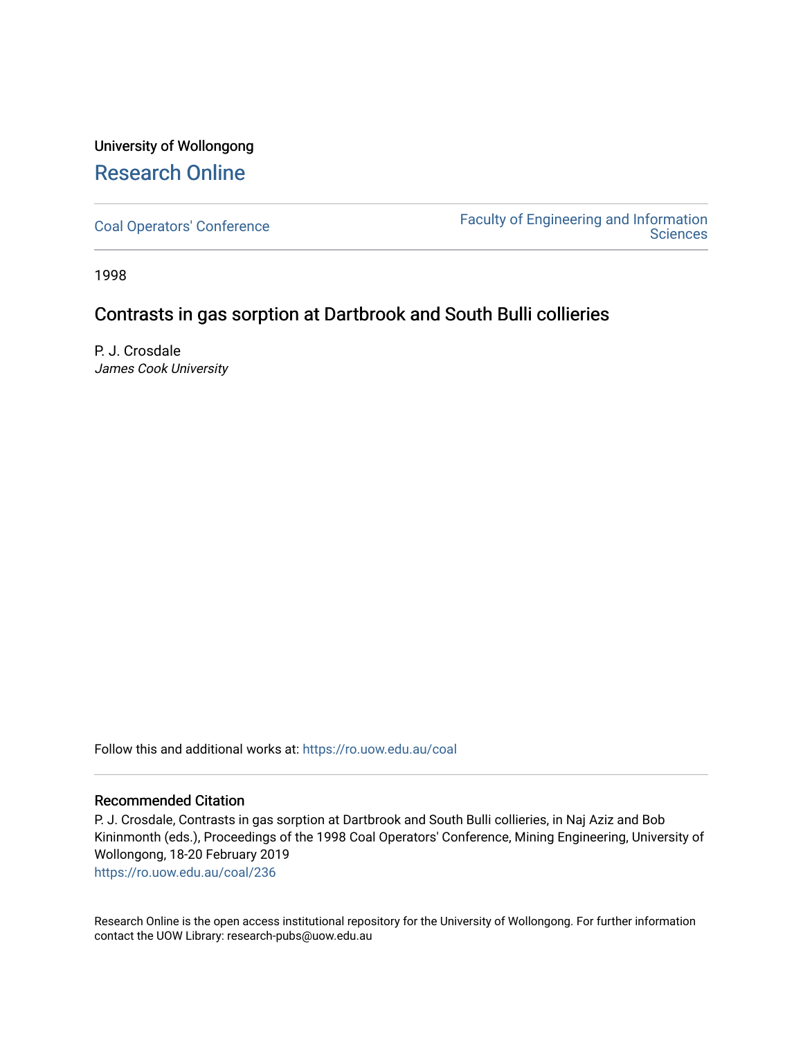University of Wollongong

## Research Online

Coal Operators' Conference

Faculty of Engineering and Information Sciences

1998

# Contrasts in gas sorption at Dartbrook and South Bulli collieries

P. J. Crosdale
*James Cook University*

Follow this and additional works at: https://ro.uow.edu.au/coal

### Recommended Citation

P. J. Crosdale, Contrasts in gas sorption at Dartbrook and South Bulli collieries, in Naj Aziz and Bob Kininmonth (eds.), Proceedings of the 1998 Coal Operators' Conference, Mining Engineering, University of Wollongong, 18-20 February 2019
https://ro.uow.edu.au/coal/236

Research Online is the open access institutional repository for the University of Wollongong. For further information contact the UOW Library: research-pubs@uow.edu.au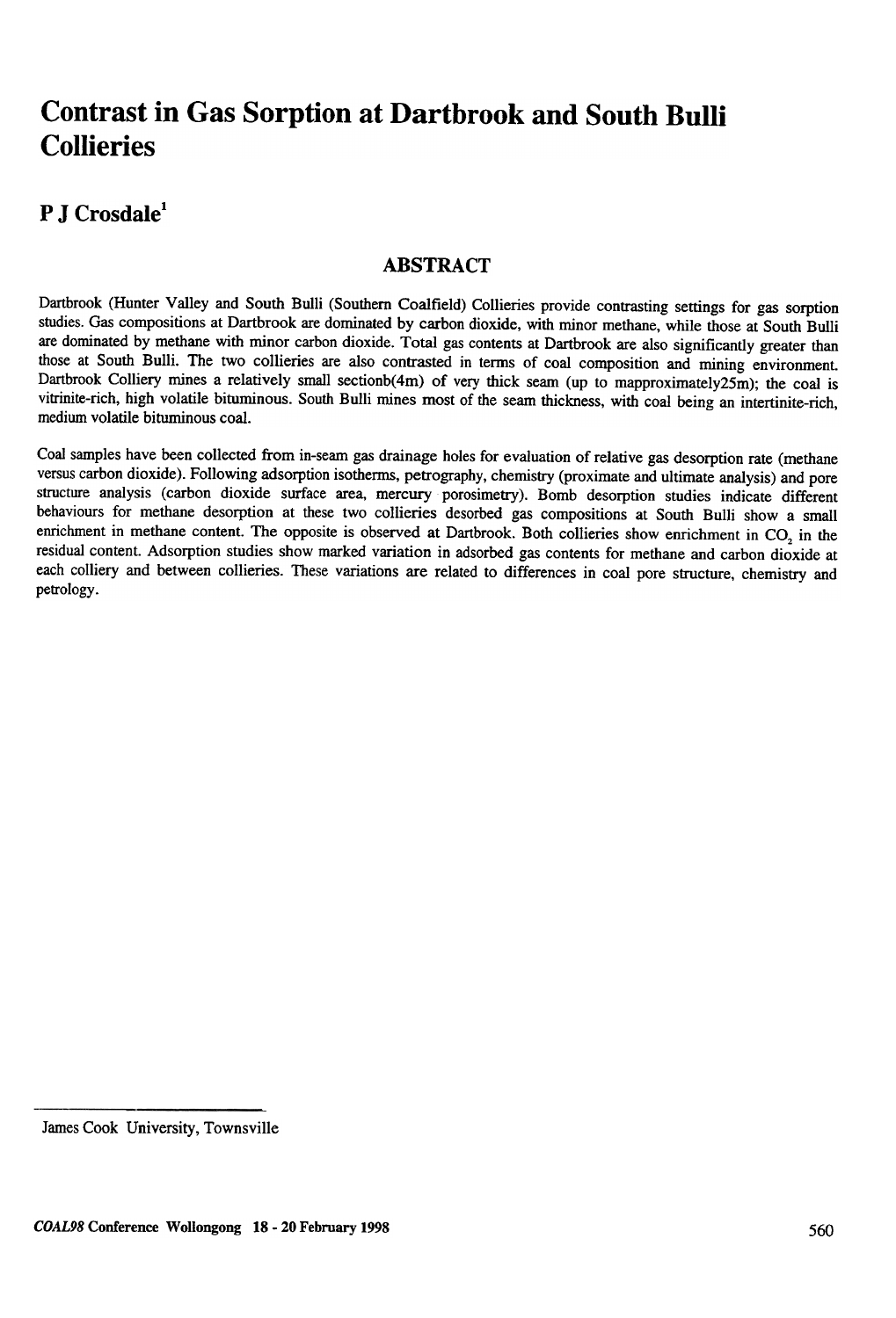# Contrast in Gas Sorption at Dartbrook and South Bulli Collieries

## P J Crosdale[1]

### ABSTRACT

Dartbrook (Hunter Valley and South Bulli (Southern Coalfield) Collieries provide contrasting settings for gas sorption studies. Gas compositions at Dartbrook are dominated by carbon dioxide, with minor methane, while those at South Bulli are dominated by methane with minor carbon dioxide. Total gas contents at Dartbrook are also significantly greater than those at South Bulli. The two collieries are also contrasted in terms of coal composition and mining environment. Dartbrook Colliery mines a relatively small sectionb(4m) of very thick seam (up to mapproximately25m); the coal is vitrinite-rich, high volatile bituminous. South Bulli mines most of the seam thickness, with coal being an intertinite-rich, medium volatile bituminous coal.

Coal samples have been collected from in-seam gas drainage holes for evaluation of relative gas desorption rate (methane versus carbon dioxide). Following adsorption isotherms, petrography, chemistry (proximate and ultimate analysis) and pore structure analysis (carbon dioxide surface area, mercury porosimetry). Bomb desorption studies indicate different behaviours for methane desorption at these two collieries desorbed gas compositions at South Bulli show a small enrichment in methane content. The opposite is observed at Dartbrook. Both collieries show enrichment in $CO_2$ in the residual content. Adsorption studies show marked variation in adsorbed gas contents for methane and carbon dioxide at each colliery and between collieries. These variations are related to differences in coal pore structure, chemistry and petrology.

---

[1] James Cook University, Townsville